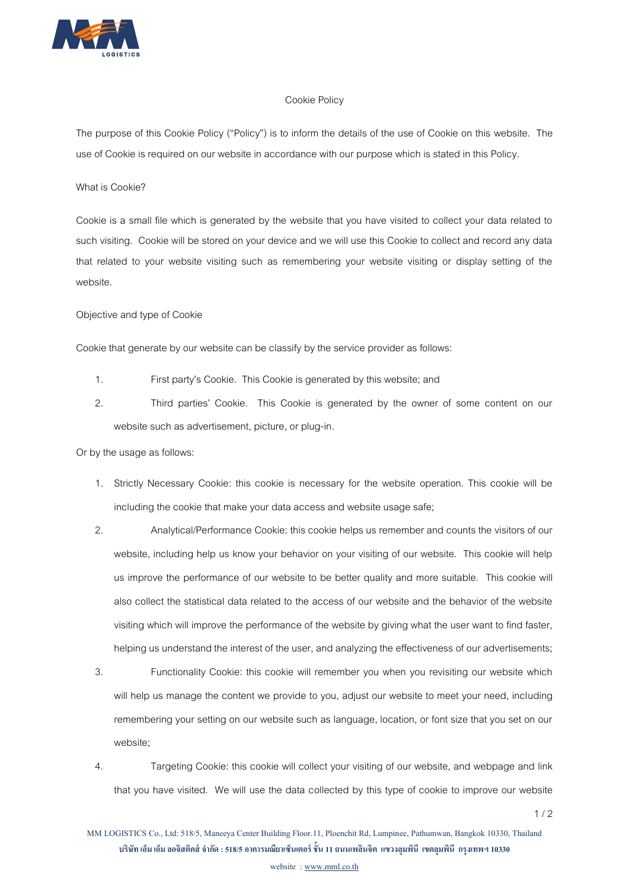# Cookie Policy

The purpose of this Cookie Policy ("Policy") is to inform the details of the use of Cookie on this website. The use of Cookie is required on our website in accordance with our purpose which is stated in this Policy.

## What is Cookie?

Cookie is a small file which is generated by the website that you have visited to collect your data related to such visiting. Cookie will be stored on your device and we will use this Cookie to collect and record any data that related to your website visiting such as remembering your website visiting or display setting of the website.

## Objective and type of Cookie

Cookie that generate by our website can be classify by the service provider as follows:

1. First party's Cookie. This Cookie is generated by this website; and
2. Third parties' Cookie. This Cookie is generated by the owner of some content on our website such as advertisement, picture, or plug-in.

Or by the usage as follows:

1. Strictly Necessary Cookie: this cookie is necessary for the website operation. This cookie will be including the cookie that make your data access and website usage safe;
2. Analytical/Performance Cookie: this cookie helps us remember and counts the visitors of our website, including help us know your behavior on your visiting of our website. This cookie will help us improve the performance of our website to be better quality and more suitable. This cookie will also collect the statistical data related to the access of our website and the behavior of the website visiting which will improve the performance of the website by giving what the user want to find faster, helping us understand the interest of the user, and analyzing the effectiveness of our advertisements;
3. Functionality Cookie: this cookie will remember you when you revisiting our website which will help us manage the content we provide to you, adjust our website to meet your need, including remembering your setting on our website such as language, location, or font size that you set on our website;
4. Targeting Cookie: this cookie will collect your visiting of our website, and webpage and link that you have visited. We will use the data collected by this type of cookie to improve our website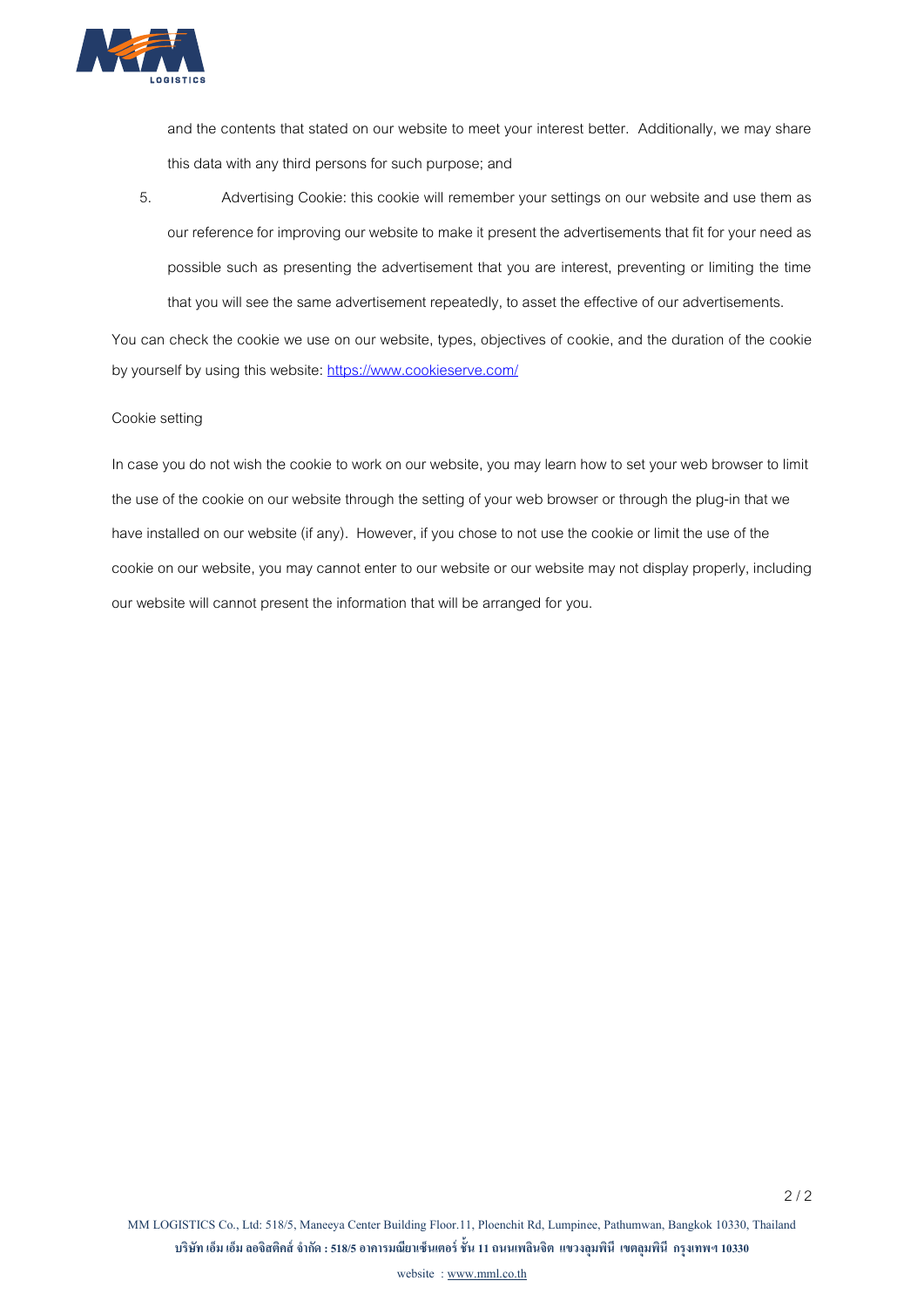and the contents that stated on our website to meet your interest better. Additionally, we may share this data with any third persons for such purpose; and

5. Advertising Cookie: this cookie will remember your settings on our website and use them as our reference for improving our website to make it present the advertisements that fit for your need as possible such as presenting the advertisement that you are interest, preventing or limiting the time that you will see the same advertisement repeatedly, to asset the effective of our advertisements.

You can check the cookie we use on our website, types, objectives of cookie, and the duration of the cookie by yourself by using this website: [https://www.cookieserve.com/](https://www.cookieserve.com/)

Cookie setting

In case you do not wish the cookie to work on our website, you may learn how to set your web browser to limit the use of the cookie on our website through the setting of your web browser or through the plug-in that we have installed on our website (if any). However, if you chose to not use the cookie or limit the use of the cookie on our website, you may cannot enter to our website or our website may not display properly, including our website will cannot present the information that will be arranged for you.